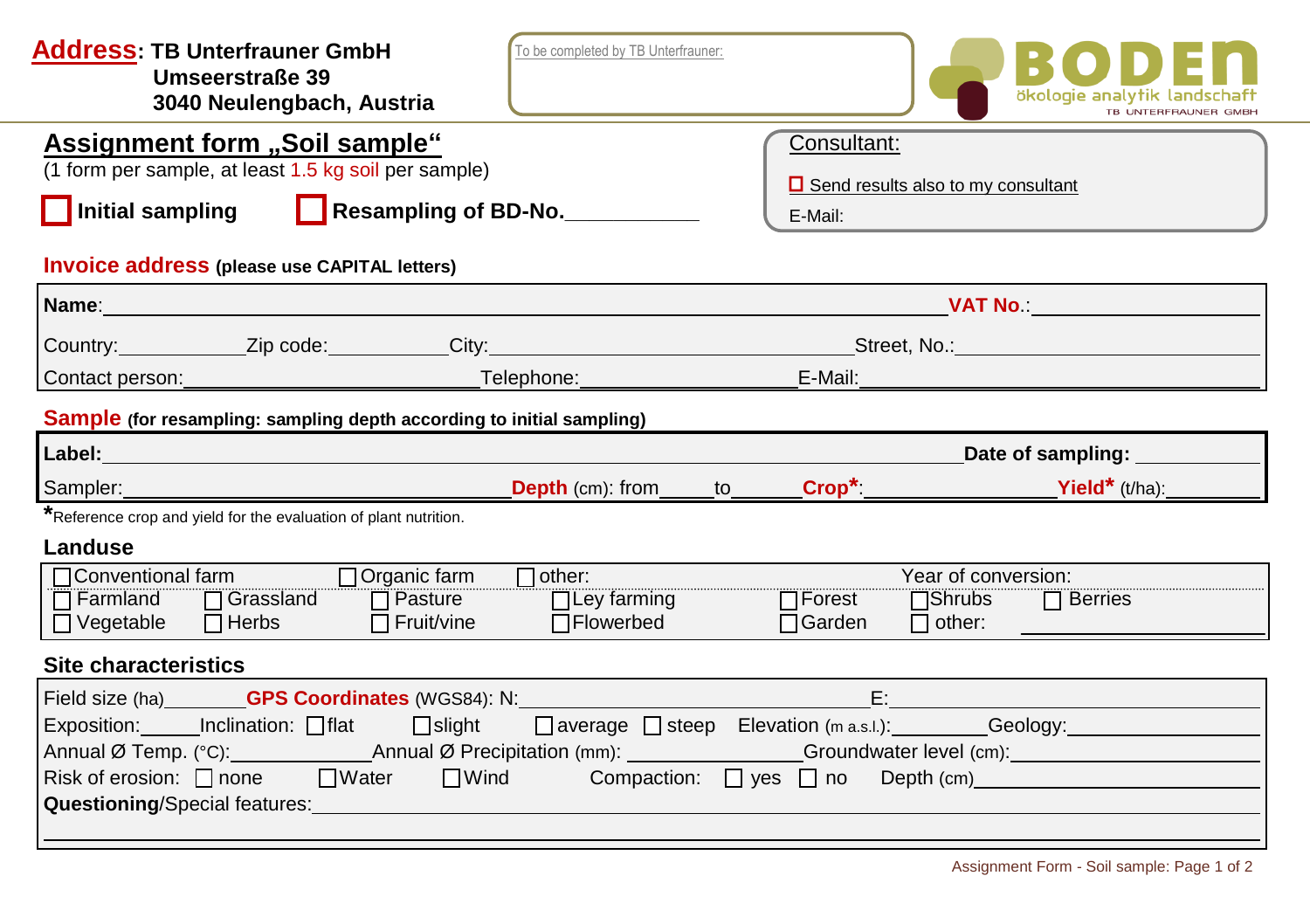**Address**: **TB Unterfrauner GmbH**
**Umseerstraße 39**
**3040 Neulengbach, Austria**

To be completed by TB Unterfrauner:

BODEN
ökologie analytik landschaft
TB UNTERFRAUNER GMBH

# Assignment form „Soil sample“

(1 form per sample, at least 1.5 kg soil per sample)

☐ **Initial sampling** ☐ **Resampling of BD-No.**\_\_\_\_\_\_\_\_\_\_

**Consultant:**

☐ Send results also to my consultant

E-Mail:

## Invoice address (please use CAPITAL letters)

**Name**:\_\_\_\_\_\_\_\_\_\_\_\_\_\_\_\_\_\_\_\_\_\_\_\_\_\_\_\_\_\_ **VAT No.**:\_\_\_\_\_\_\_\_\_\_\_\_\_\_

Country:\_\_\_\_\_\_\_\_ Zip code:\_\_\_\_\_\_\_\_ City:\_\_\_\_\_\_\_\_\_\_\_\_\_\_\_\_ Street, No.:\_\_\_\_\_\_\_\_\_\_\_\_\_\_

Contact person:\_\_\_\_\_\_\_\_\_\_\_\_\_\_ Telephone:\_\_\_\_\_\_\_\_\_\_\_\_ E-Mail:\_\_\_\_\_\_\_\_\_\_\_\_\_\_

## Sample (for resampling: sampling depth according to initial sampling)

**Label:**\_\_\_\_\_\_\_\_\_\_\_\_\_\_\_\_\_\_\_\_\_\_\_\_\_\_\_\_\_\_ **Date of sampling:**\_\_\_\_\_\_\_\_\_\_

Sampler:\_\_\_\_\_\_\_\_\_\_\_\_\_\_\_\_ **Depth** (cm): from\_\_\_\_ to\_\_\_\_ **Crop***:\_\_\_\_\_\_\_\_\_\_ **Yield*** (t/ha):\_\_\_\_\_\_\_\_

*Reference crop and yield for the evaluation of plant nutrition.

## Landuse

☐ Conventional farm ☐ Organic farm ☐ other: Year of conversion:

☐ Farmland ☐ Grassland ☐ Pasture ☐ Ley farming ☐ Forest ☐ Shrubs ☐ Berries

☐ Vegetable ☐ Herbs ☐ Fruit/vine ☐ Flowerbed ☐ Garden ☐ other:\_\_\_\_\_\_\_\_\_\_

## Site characteristics

Field size (ha)\_\_\_\_\_\_\_\_ **GPS Coordinates** (WGS84): N:\_\_\_\_\_\_\_\_\_\_\_\_\_\_\_\_ E:\_\_\_\_\_\_\_\_\_\_\_\_\_\_\_\_

Exposition:\_\_\_\_\_ Inclination: ☐ flat ☐ slight ☐ average ☐ steep Elevation (m a.s.l.):\_\_\_\_\_\_\_\_ Geology:\_\_\_\_\_\_\_\_

Annual Ø Temp. (°C):\_\_\_\_\_\_\_\_ Annual Ø Precipitation (mm):\_\_\_\_\_\_\_\_ Groundwater level (cm):\_\_\_\_\_\_\_\_

Risk of erosion: ☐ none ☐ Water ☐ Wind Compaction: ☐ yes ☐ no Depth (cm)\_\_\_\_\_\_\_\_

**Questioning**/Special features:\_\_\_\_\_\_\_\_\_\_\_\_\_\_\_\_\_\_\_\_\_\_\_\_\_\_\_\_\_\_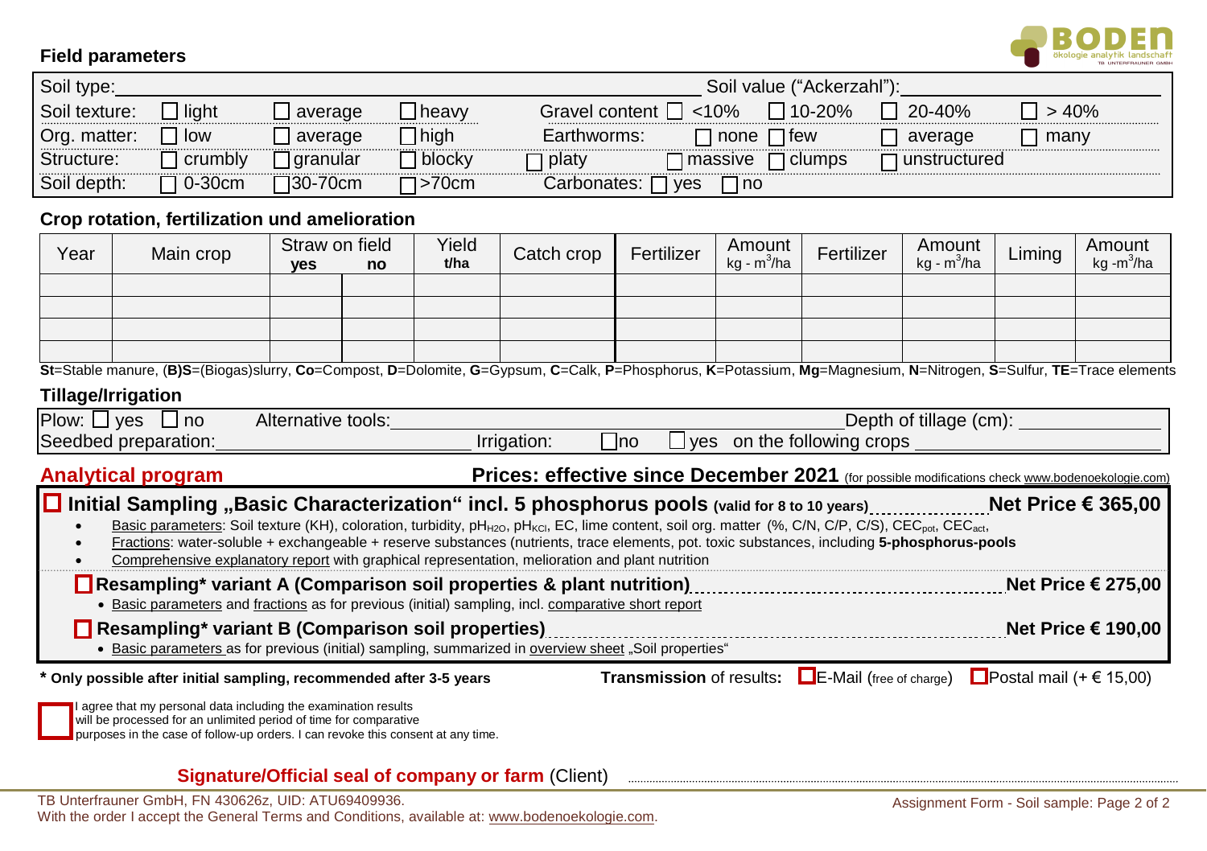## Field parameters

| | | | | | | | |
|---|---|---|---|---|---|---|---|
| Soil type: | | | | Soil value ("Ackerzahl"): | | | |
| Soil texture: | ☐ light | ☐ average | ☐ heavy | Gravel content ☐ <10% | ☐ 10-20% | ☐ 20-40% | ☐ > 40% |
| Org. matter: | ☐ low | ☐ average | ☐ high | Earthworms: ☐ none | ☐ few | ☐ average | ☐ many |
| Structure: | ☐ crumbly | ☐ granular | ☐ blocky | ☐ platy ☐ massive | ☐ clumps | ☐ unstructured | |
| Soil depth: | ☐ 0-30cm | ☐ 30-70cm | ☐ >70cm | Carbonates: ☐ yes ☐ no | | | |

## Crop rotation, fertilization und amelioration

| Year | Main crop | Straw on field yes | Straw on field no | Yield t/ha | Catch crop | Fertilizer | Amount kg - $m^3$/ha | Fertilizer | Amount kg - $m^3$/ha | Liming | Amount kg -$m^3$/ha |
|---|---|---|---|---|---|---|---|---|---|---|---|
| | | | | | | | | | | | |
| | | | | | | | | | | | |
| | | | | | | | | | | | |
| | | | | | | | | | | | |

**St**=Stable manure, (**B)S**=(Biogas)slurry, **Co**=Compost, **D**=Dolomite, **G**=Gypsum, **C**=Calk, **P**=Phosphorus, **K**=Potassium, **Mg**=Magnesium, **N**=Nitrogen, **S**=Sulfur, **TE**=Trace elements

## Tillage/Irrigation

Plow: ☐ yes ☐ no Alternative tools: \_\_\_\_\_\_\_\_\_\_ Depth of tillage (cm): \_\_\_\_\_\_\_\_\_\_

Seedbed preparation: \_\_\_\_\_\_\_\_\_\_ Irrigation: ☐ no ☐ yes on the following crops \_\_\_\_\_\_\_\_\_\_

## Analytical program

**Prices: effective since December 2021** (for possible modifications check www.bodenoekologie.com)

☐ **Initial Sampling „Basic Characterization" incl. 5 phosphorus pools** (valid for 8 to 10 years) **Net Price € 365,00**

- Basic parameters: Soil texture (KH), coloration, turbidity, $pH_{H2O}$, $pH_{KCl}$, EC, lime content, soil org. matter (%, C/N, C/P, C/S), $CEC_{pot}$, $CEC_{act}$,
- Fractions: water-soluble + exchangeable + reserve substances (nutrients, trace elements, pot. toxic substances, including **5-phosphorus-pools**
- Comprehensive explanatory report with graphical representation, melioration and plant nutrition

☐ **Resampling\* variant A (Comparison soil properties & plant nutrition)** **Net Price € 275,00**

- Basic parameters and fractions as for previous (initial) sampling, incl. comparative short report

☐ **Resampling\* variant B (Comparison soil properties)** **Net Price € 190,00**

- Basic parameters as for previous (initial) sampling, summarized in overview sheet „Soil properties"

**\* Only possible after initial sampling, recommended after 3-5 years**

**Transmission** of results: ☐ E-Mail (free of charge) ☐ Postal mail (+ € 15,00)

☐ I agree that my personal data including the examination results will be processed for an unlimited period of time for comparative purposes in the case of follow-up orders. I can revoke this consent at any time.

**Signature/Official seal of company or farm** (Client) ..........................................

TB Unterfrauner GmbH, FN 430626z, UID: ATU69409936.
With the order I accept the General Terms and Conditions, available at: www.bodenoekologie.com.

Assignment Form - Soil sample